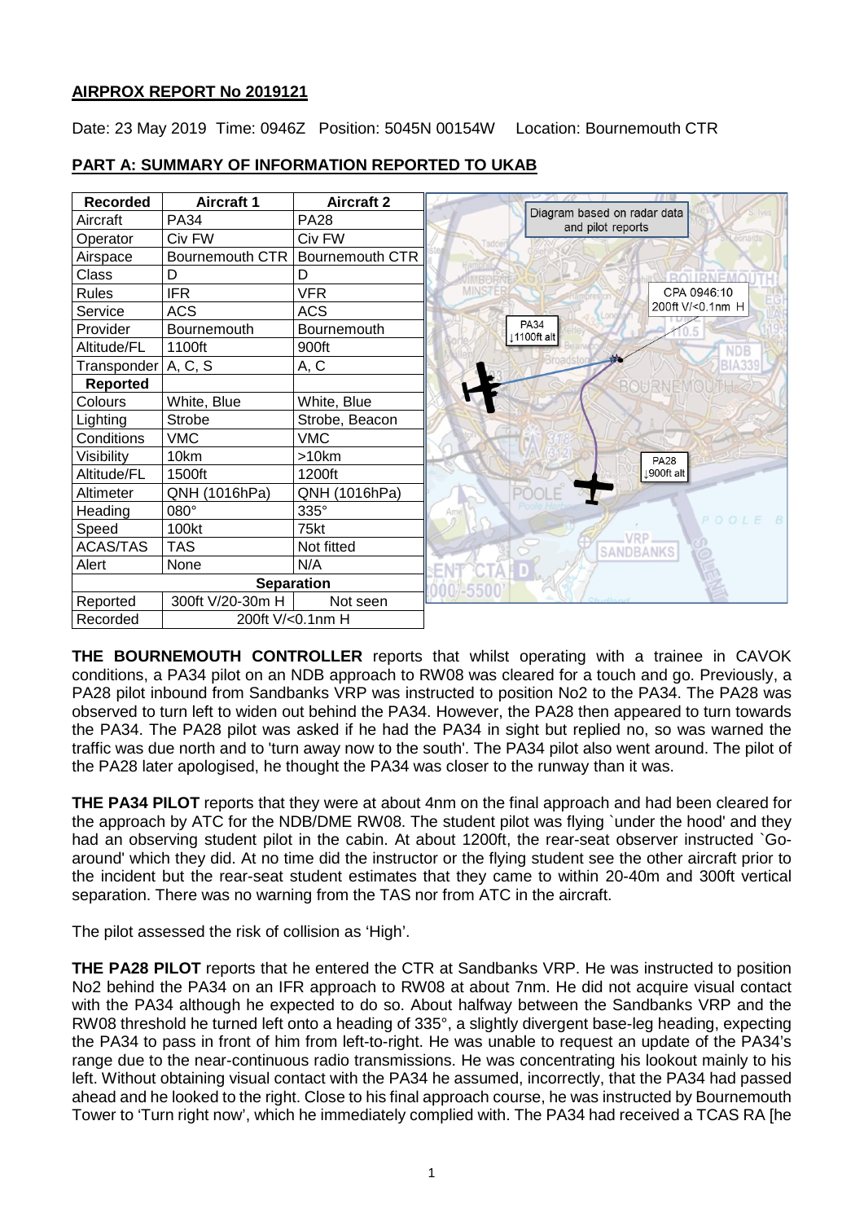## AIRPROX REPORT No 2019121

Date: 23 May 2019 Time: 0946Z Position: 5045N 00154W Location: Bournemouth CTR

## PART A: SUMMARY OF INFORMATION REPORTED TO UKAB

| Recorded | Aircraft 1 | Aircraft 2 |
|---|---|---|
| Aircraft | PA34 | PA28 |
| Operator | Civ FW | Civ FW |
| Airspace | Bournemouth CTR | Bournemouth CTR |
| Class | D | D |
| Rules | IFR | VFR |
| Service | ACS | ACS |
| Provider | Bournemouth | Bournemouth |
| Altitude/FL | 1100ft | 900ft |
| Transponder | A, C, S | A, C |
| **Reported** | | |
| Colours | White, Blue | White, Blue |
| Lighting | Strobe | Strobe, Beacon |
| Conditions | VMC | VMC |
| Visibility | 10km | >10km |
| Altitude/FL | 1500ft | 1200ft |
| Altimeter | QNH (1016hPa) | QNH (1016hPa) |
| Heading | 080° | 335° |
| Speed | 100kt | 75kt |
| ACAS/TAS | TAS | Not fitted |
| Alert | None | N/A |
| **Separation** | | |
| Reported | 300ft V/20-30m H | Not seen |
| Recorded | 200ft V/<0.1nm H | |

Diagram based on radar data and pilot reports

CPA 0946:10 200ft V/<0.1nm H

PA34 ↓1100ft alt

PA28 ↓900ft alt

**THE BOURNEMOUTH CONTROLLER** reports that whilst operating with a trainee in CAVOK conditions, a PA34 pilot on an NDB approach to RW08 was cleared for a touch and go. Previously, a PA28 pilot inbound from Sandbanks VRP was instructed to position No2 to the PA34. The PA28 was observed to turn left to widen out behind the PA34. However, the PA28 then appeared to turn towards the PA34. The PA28 pilot was asked if he had the PA34 in sight but replied no, so was warned the traffic was due north and to 'turn away now to the south'. The PA34 pilot also went around. The pilot of the PA28 later apologised, he thought the PA34 was closer to the runway than it was.

**THE PA34 PILOT** reports that they were at about 4nm on the final approach and had been cleared for the approach by ATC for the NDB/DME RW08. The student pilot was flying `under the hood' and they had an observing student pilot in the cabin. At about 1200ft, the rear-seat observer instructed `Go-around' which they did. At no time did the instructor or the flying student see the other aircraft prior to the incident but the rear-seat student estimates that they came to within 20-40m and 300ft vertical separation. There was no warning from the TAS nor from ATC in the aircraft.

The pilot assessed the risk of collision as 'High'.

**THE PA28 PILOT** reports that he entered the CTR at Sandbanks VRP. He was instructed to position No2 behind the PA34 on an IFR approach to RW08 at about 7nm. He did not acquire visual contact with the PA34 although he expected to do so. About halfway between the Sandbanks VRP and the RW08 threshold he turned left onto a heading of 335°, a slightly divergent base-leg heading, expecting the PA34 to pass in front of him from left-to-right. He was unable to request an update of the PA34's range due to the near-continuous radio transmissions. He was concentrating his lookout mainly to his left. Without obtaining visual contact with the PA34 he assumed, incorrectly, that the PA34 had passed ahead and he looked to the right. Close to his final approach course, he was instructed by Bournemouth Tower to 'Turn right now', which he immediately complied with. The PA34 had received a TCAS RA [he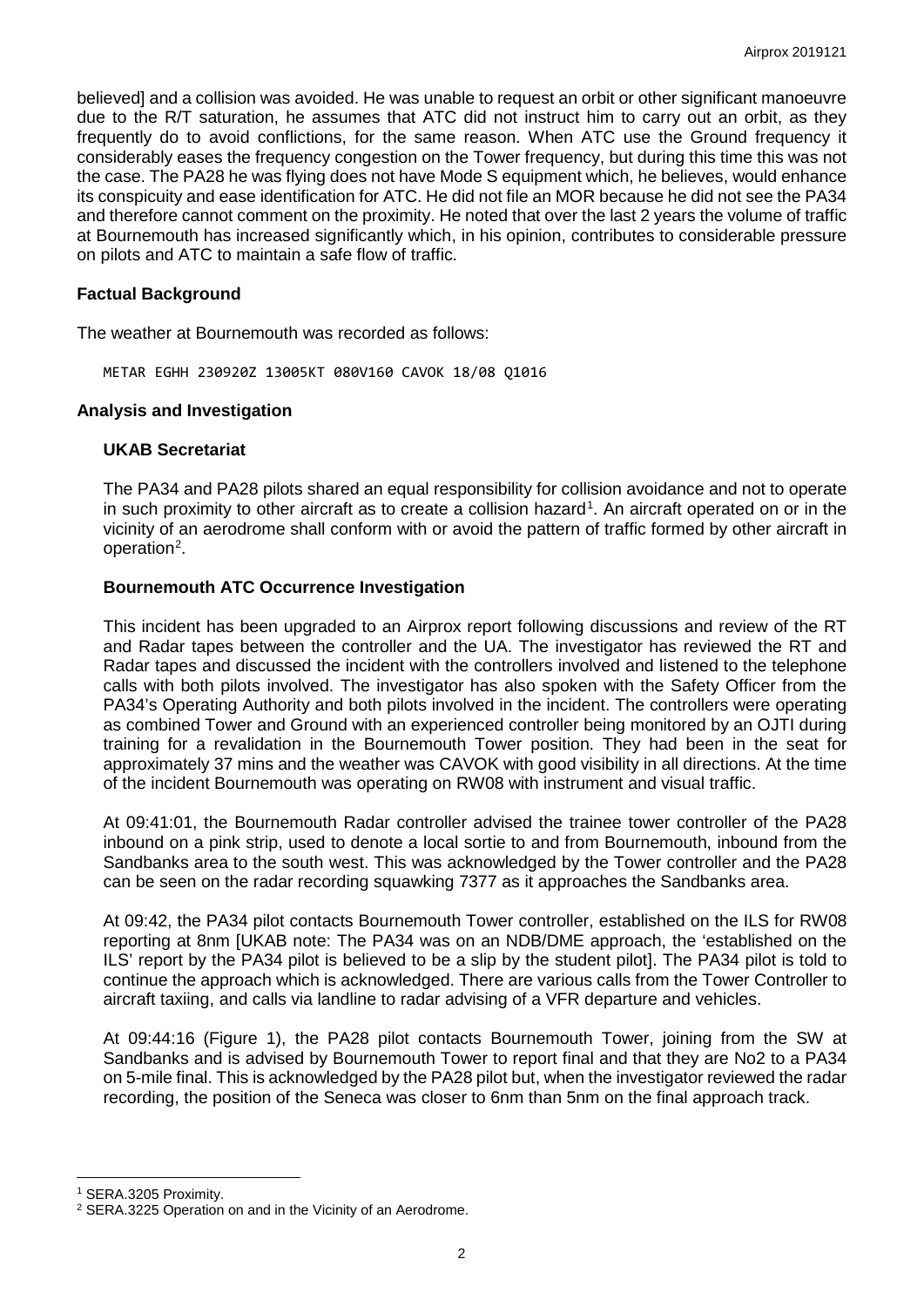believed] and a collision was avoided. He was unable to request an orbit or other significant manoeuvre due to the R/T saturation, he assumes that ATC did not instruct him to carry out an orbit, as they frequently do to avoid conflictions, for the same reason. When ATC use the Ground frequency it considerably eases the frequency congestion on the Tower frequency, but during this time this was not the case. The PA28 he was flying does not have Mode S equipment which, he believes, would enhance its conspicuity and ease identification for ATC. He did not file an MOR because he did not see the PA34 and therefore cannot comment on the proximity. He noted that over the last 2 years the volume of traffic at Bournemouth has increased significantly which, in his opinion, contributes to considerable pressure on pilots and ATC to maintain a safe flow of traffic.

## Factual Background

The weather at Bournemouth was recorded as follows:

```
METAR EGHH 230920Z 13005KT 080V160 CAVOK 18/08 Q1016
```

## Analysis and Investigation

### UKAB Secretariat

The PA34 and PA28 pilots shared an equal responsibility for collision avoidance and not to operate in such proximity to other aircraft as to create a collision hazard[1]. An aircraft operated on or in the vicinity of an aerodrome shall conform with or avoid the pattern of traffic formed by other aircraft in operation[2].

### Bournemouth ATC Occurrence Investigation

This incident has been upgraded to an Airprox report following discussions and review of the RT and Radar tapes between the controller and the UA. The investigator has reviewed the RT and Radar tapes and discussed the incident with the controllers involved and listened to the telephone calls with both pilots involved. The investigator has also spoken with the Safety Officer from the PA34's Operating Authority and both pilots involved in the incident. The controllers were operating as combined Tower and Ground with an experienced controller being monitored by an OJTI during training for a revalidation in the Bournemouth Tower position. They had been in the seat for approximately 37 mins and the weather was CAVOK with good visibility in all directions. At the time of the incident Bournemouth was operating on RW08 with instrument and visual traffic.

At 09:41:01, the Bournemouth Radar controller advised the trainee tower controller of the PA28 inbound on a pink strip, used to denote a local sortie to and from Bournemouth, inbound from the Sandbanks area to the south west. This was acknowledged by the Tower controller and the PA28 can be seen on the radar recording squawking 7377 as it approaches the Sandbanks area.

At 09:42, the PA34 pilot contacts Bournemouth Tower controller, established on the ILS for RW08 reporting at 8nm [UKAB note: The PA34 was on an NDB/DME approach, the 'established on the ILS' report by the PA34 pilot is believed to be a slip by the student pilot]. The PA34 pilot is told to continue the approach which is acknowledged. There are various calls from the Tower Controller to aircraft taxiing, and calls via landline to radar advising of a VFR departure and vehicles.

At 09:44:16 (Figure 1), the PA28 pilot contacts Bournemouth Tower, joining from the SW at Sandbanks and is advised by Bournemouth Tower to report final and that they are No2 to a PA34 on 5-mile final. This is acknowledged by the PA28 pilot but, when the investigator reviewed the radar recording, the position of the Seneca was closer to 6nm than 5nm on the final approach track.

---

[1] SERA.3205 Proximity.

[2] SERA.3225 Operation on and in the Vicinity of an Aerodrome.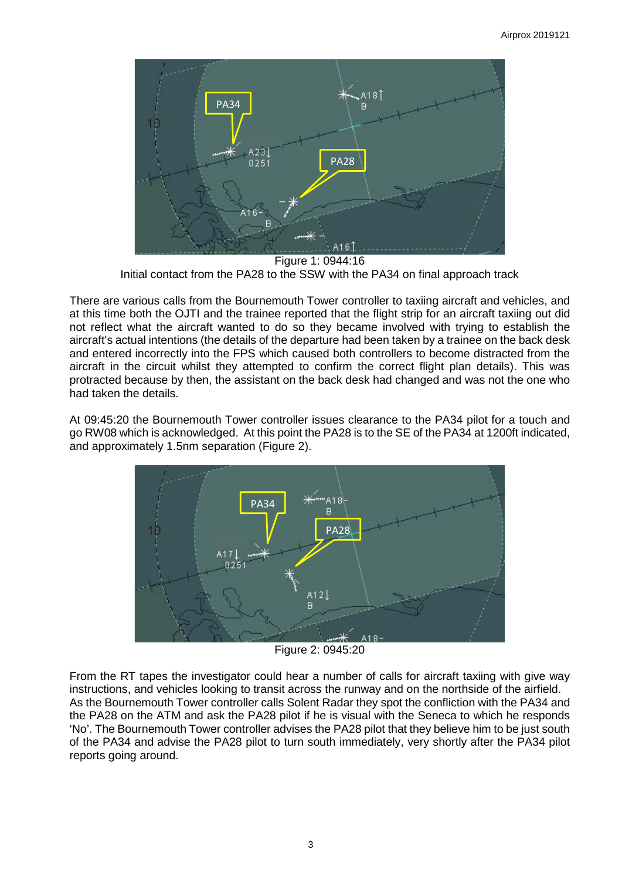Figure 1: 0944:16
Initial contact from the PA28 to the SSW with the PA34 on final approach track

There are various calls from the Bournemouth Tower controller to taxiing aircraft and vehicles, and at this time both the OJTI and the trainee reported that the flight strip for an aircraft taxiing out did not reflect what the aircraft wanted to do so they became involved with trying to establish the aircraft's actual intentions (the details of the departure had been taken by a trainee on the back desk and entered incorrectly into the FPS which caused both controllers to become distracted from the aircraft in the circuit whilst they attempted to confirm the correct flight plan details). This was protracted because by then, the assistant on the back desk had changed and was not the one who had taken the details.

At 09:45:20 the Bournemouth Tower controller issues clearance to the PA34 pilot for a touch and go RW08 which is acknowledged. At this point the PA28 is to the SE of the PA34 at 1200ft indicated, and approximately 1.5nm separation (Figure 2).

Figure 2: 0945:20

From the RT tapes the investigator could hear a number of calls for aircraft taxiing with give way instructions, and vehicles looking to transit across the runway and on the northside of the airfield. As the Bournemouth Tower controller calls Solent Radar they spot the confliction with the PA34 and the PA28 on the ATM and ask the PA28 pilot if he is visual with the Seneca to which he responds 'No'. The Bournemouth Tower controller advises the PA28 pilot that they believe him to be just south of the PA34 and advise the PA28 pilot to turn south immediately, very shortly after the PA34 pilot reports going around.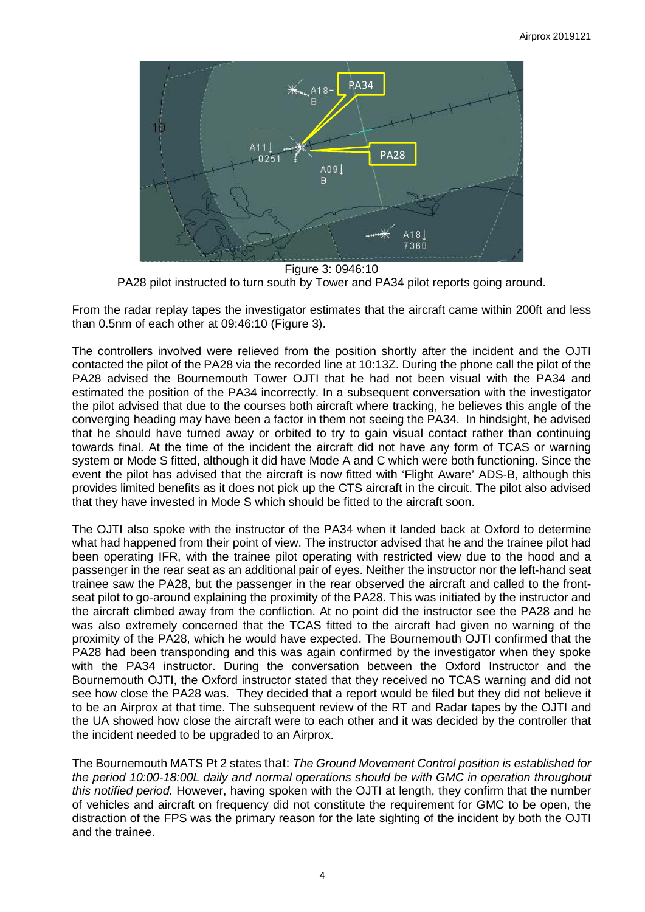Figure 3: 0946:10
PA28 pilot instructed to turn south by Tower and PA34 pilot reports going around.

From the radar replay tapes the investigator estimates that the aircraft came within 200ft and less than 0.5nm of each other at 09:46:10 (Figure 3).

The controllers involved were relieved from the position shortly after the incident and the OJTI contacted the pilot of the PA28 via the recorded line at 10:13Z. During the phone call the pilot of the PA28 advised the Bournemouth Tower OJTI that he had not been visual with the PA34 and estimated the position of the PA34 incorrectly. In a subsequent conversation with the investigator the pilot advised that due to the courses both aircraft where tracking, he believes this angle of the converging heading may have been a factor in them not seeing the PA34. In hindsight, he advised that he should have turned away or orbited to try to gain visual contact rather than continuing towards final. At the time of the incident the aircraft did not have any form of TCAS or warning system or Mode S fitted, although it did have Mode A and C which were both functioning. Since the event the pilot has advised that the aircraft is now fitted with 'Flight Aware' ADS-B, although this provides limited benefits as it does not pick up the CTS aircraft in the circuit. The pilot also advised that they have invested in Mode S which should be fitted to the aircraft soon.

The OJTI also spoke with the instructor of the PA34 when it landed back at Oxford to determine what had happened from their point of view. The instructor advised that he and the trainee pilot had been operating IFR, with the trainee pilot operating with restricted view due to the hood and a passenger in the rear seat as an additional pair of eyes. Neither the instructor nor the left-hand seat trainee saw the PA28, but the passenger in the rear observed the aircraft and called to the front-seat pilot to go-around explaining the proximity of the PA28. This was initiated by the instructor and the aircraft climbed away from the confliction. At no point did the instructor see the PA28 and he was also extremely concerned that the TCAS fitted to the aircraft had given no warning of the proximity of the PA28, which he would have expected. The Bournemouth OJTI confirmed that the PA28 had been transponding and this was again confirmed by the investigator when they spoke with the PA34 instructor. During the conversation between the Oxford Instructor and the Bournemouth OJTI, the Oxford instructor stated that they received no TCAS warning and did not see how close the PA28 was. They decided that a report would be filed but they did not believe it to be an Airprox at that time. The subsequent review of the RT and Radar tapes by the OJTI and the UA showed how close the aircraft were to each other and it was decided by the controller that the incident needed to be upgraded to an Airprox.

The Bournemouth MATS Pt 2 states that: *The Ground Movement Control position is established for the period 10:00-18:00L daily and normal operations should be with GMC in operation throughout this notified period.* However, having spoken with the OJTI at length, they confirm that the number of vehicles and aircraft on frequency did not constitute the requirement for GMC to be open, the distraction of the FPS was the primary reason for the late sighting of the incident by both the OJTI and the trainee.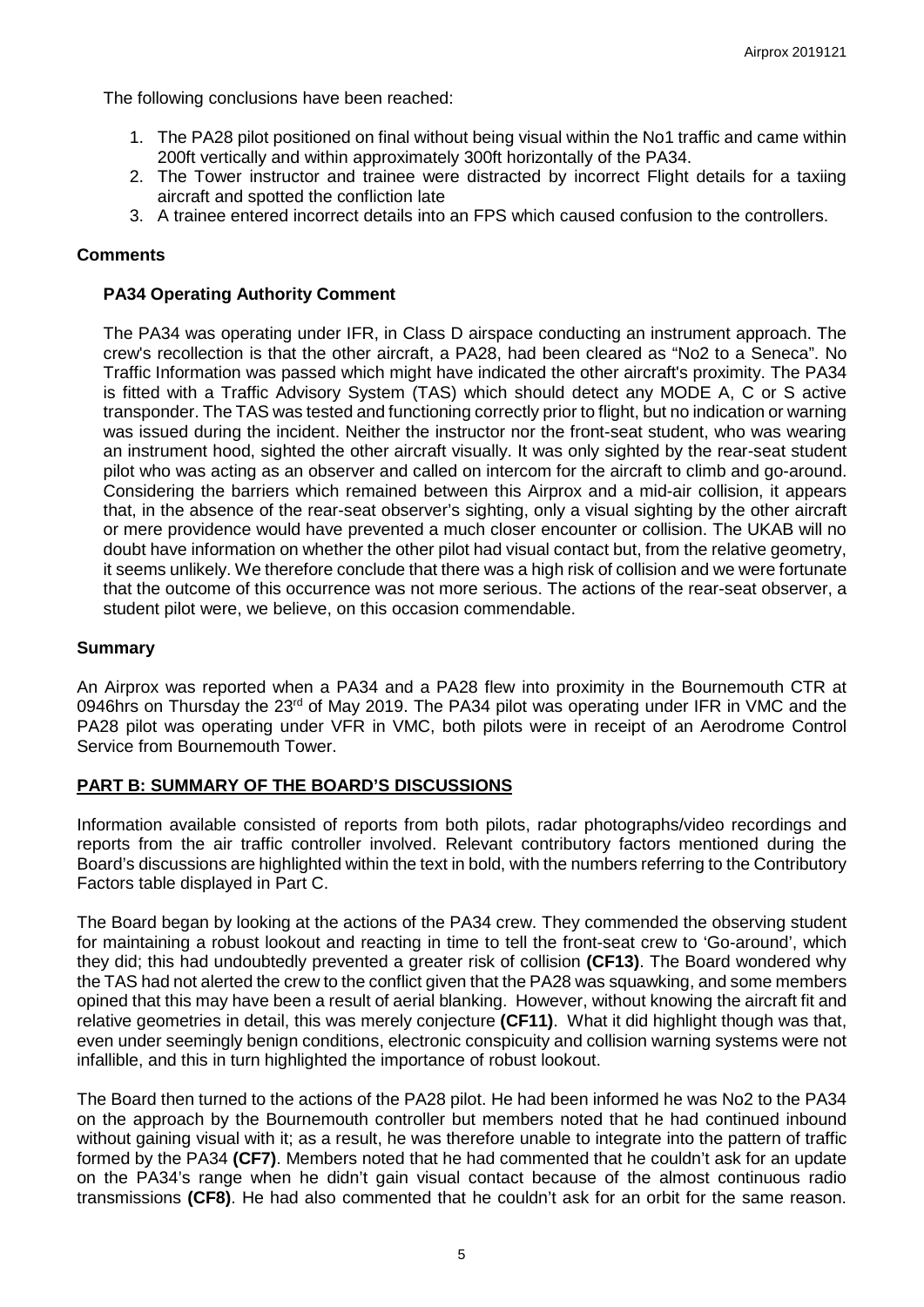The following conclusions have been reached:

1. The PA28 pilot positioned on final without being visual within the No1 traffic and came within 200ft vertically and within approximately 300ft horizontally of the PA34.
2. The Tower instructor and trainee were distracted by incorrect Flight details for a taxiing aircraft and spotted the confliction late
3. A trainee entered incorrect details into an FPS which caused confusion to the controllers.

## Comments

### PA34 Operating Authority Comment

The PA34 was operating under IFR, in Class D airspace conducting an instrument approach. The crew's recollection is that the other aircraft, a PA28, had been cleared as "No2 to a Seneca". No Traffic Information was passed which might have indicated the other aircraft's proximity. The PA34 is fitted with a Traffic Advisory System (TAS) which should detect any MODE A, C or S active transponder. The TAS was tested and functioning correctly prior to flight, but no indication or warning was issued during the incident. Neither the instructor nor the front-seat student, who was wearing an instrument hood, sighted the other aircraft visually. It was only sighted by the rear-seat student pilot who was acting as an observer and called on intercom for the aircraft to climb and go-around. Considering the barriers which remained between this Airprox and a mid-air collision, it appears that, in the absence of the rear-seat observer's sighting, only a visual sighting by the other aircraft or mere providence would have prevented a much closer encounter or collision. The UKAB will no doubt have information on whether the other pilot had visual contact but, from the relative geometry, it seems unlikely. We therefore conclude that there was a high risk of collision and we were fortunate that the outcome of this occurrence was not more serious. The actions of the rear-seat observer, a student pilot were, we believe, on this occasion commendable.

## Summary

An Airprox was reported when a PA34 and a PA28 flew into proximity in the Bournemouth CTR at 0946hrs on Thursday the 23rd of May 2019. The PA34 pilot was operating under IFR in VMC and the PA28 pilot was operating under VFR in VMC, both pilots were in receipt of an Aerodrome Control Service from Bournemouth Tower.

## PART B: SUMMARY OF THE BOARD'S DISCUSSIONS

Information available consisted of reports from both pilots, radar photographs/video recordings and reports from the air traffic controller involved. Relevant contributory factors mentioned during the Board's discussions are highlighted within the text in bold, with the numbers referring to the Contributory Factors table displayed in Part C.

The Board began by looking at the actions of the PA34 crew. They commended the observing student for maintaining a robust lookout and reacting in time to tell the front-seat crew to 'Go-around', which they did; this had undoubtedly prevented a greater risk of collision **(CF13)**. The Board wondered why the TAS had not alerted the crew to the conflict given that the PA28 was squawking, and some members opined that this may have been a result of aerial blanking. However, without knowing the aircraft fit and relative geometries in detail, this was merely conjecture **(CF11)**. What it did highlight though was that, even under seemingly benign conditions, electronic conspicuity and collision warning systems were not infallible, and this in turn highlighted the importance of robust lookout.

The Board then turned to the actions of the PA28 pilot. He had been informed he was No2 to the PA34 on the approach by the Bournemouth controller but members noted that he had continued inbound without gaining visual with it; as a result, he was therefore unable to integrate into the pattern of traffic formed by the PA34 **(CF7)**. Members noted that he had commented that he couldn't ask for an update on the PA34's range when he didn't gain visual contact because of the almost continuous radio transmissions **(CF8)**. He had also commented that he couldn't ask for an orbit for the same reason.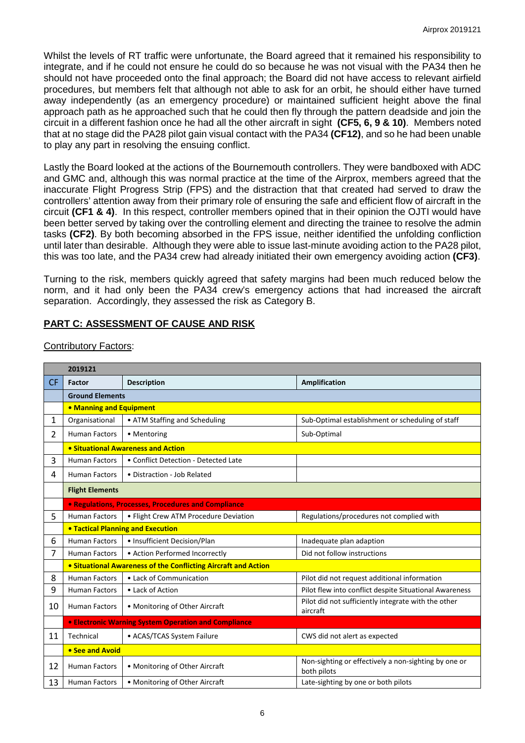Whilst the levels of RT traffic were unfortunate, the Board agreed that it remained his responsibility to integrate, and if he could not ensure he could do so because he was not visual with the PA34 then he should not have proceeded onto the final approach; the Board did not have access to relevant airfield procedures, but members felt that although not able to ask for an orbit, he should either have turned away independently (as an emergency procedure) or maintained sufficient height above the final approach path as he approached such that he could then fly through the pattern deadside and join the circuit in a different fashion once he had all the other aircraft in sight **(CF5, 6, 9 & 10)**. Members noted that at no stage did the PA28 pilot gain visual contact with the PA34 **(CF12)**, and so he had been unable to play any part in resolving the ensuing conflict.

Lastly the Board looked at the actions of the Bournemouth controllers. They were bandboxed with ADC and GMC and, although this was normal practice at the time of the Airprox, members agreed that the inaccurate Flight Progress Strip (FPS) and the distraction that that created had served to draw the controllers' attention away from their primary role of ensuring the safe and efficient flow of aircraft in the circuit **(CF1 & 4)**. In this respect, controller members opined that in their opinion the OJTI would have been better served by taking over the controlling element and directing the trainee to resolve the admin tasks **(CF2)**. By both becoming absorbed in the FPS issue, neither identified the unfolding confliction until later than desirable. Although they were able to issue last-minute avoiding action to the PA28 pilot, this was too late, and the PA34 crew had already initiated their own emergency avoiding action **(CF3)**.

Turning to the risk, members quickly agreed that safety margins had been much reduced below the norm, and it had only been the PA34 crew's emergency actions that had increased the aircraft separation. Accordingly, they assessed the risk as Category B.

## PART C: ASSESSMENT OF CAUSE AND RISK

Contributory Factors:

| | 2019121 | | |
|---|---|---|---|
| CF | Factor | Description | Amplification |
| | **Ground Elements** | | |
| | **• Manning and Equipment** | | |
| 1 | Organisational | • ATM Staffing and Scheduling | Sub-Optimal establishment or scheduling of staff |
| 2 | Human Factors | • Mentoring | Sub-Optimal |
| | **• Situational Awareness and Action** | | |
| 3 | Human Factors | • Conflict Detection - Detected Late | |
| 4 | Human Factors | • Distraction - Job Related | |
| | **Flight Elements** | | |
| | **• Regulations, Processes, Procedures and Compliance** | | |
| 5 | Human Factors | • Flight Crew ATM Procedure Deviation | Regulations/procedures not complied with |
| | **• Tactical Planning and Execution** | | |
| 6 | Human Factors | • Insufficient Decision/Plan | Inadequate plan adaption |
| 7 | Human Factors | • Action Performed Incorrectly | Did not follow instructions |
| | **• Situational Awareness of the Conflicting Aircraft and Action** | | |
| 8 | Human Factors | • Lack of Communication | Pilot did not request additional information |
| 9 | Human Factors | • Lack of Action | Pilot flew into conflict despite Situational Awareness |
| 10 | Human Factors | • Monitoring of Other Aircraft | Pilot did not sufficiently integrate with the other aircraft |
| | **• Electronic Warning System Operation and Compliance** | | |
| 11 | Technical | • ACAS/TCAS System Failure | CWS did not alert as expected |
| | **• See and Avoid** | | |
| 12 | Human Factors | • Monitoring of Other Aircraft | Non-sighting or effectively a non-sighting by one or both pilots |
| 13 | Human Factors | • Monitoring of Other Aircraft | Late-sighting by one or both pilots |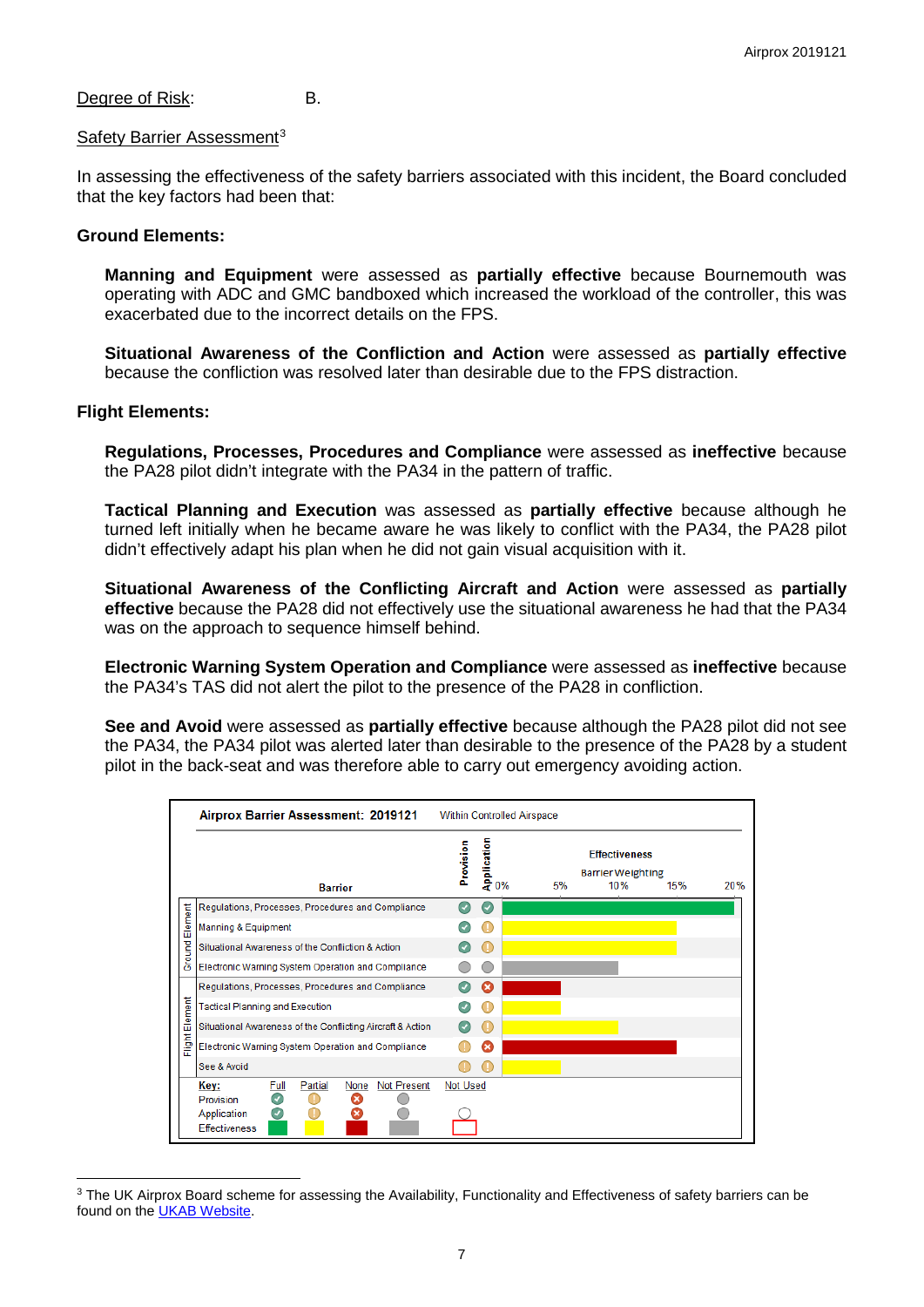Degree of Risk: B.

Safety Barrier Assessment[3]

In assessing the effectiveness of the safety barriers associated with this incident, the Board concluded that the key factors had been that:

**Ground Elements:**

**Manning and Equipment** were assessed as **partially effective** because Bournemouth was operating with ADC and GMC bandboxed which increased the workload of the controller, this was exacerbated due to the incorrect details on the FPS.

**Situational Awareness of the Confliction and Action** were assessed as **partially effective** because the confliction was resolved later than desirable due to the FPS distraction.

**Flight Elements:**

**Regulations, Processes, Procedures and Compliance** were assessed as **ineffective** because the PA28 pilot didn't integrate with the PA34 in the pattern of traffic.

**Tactical Planning and Execution** was assessed as **partially effective** because although he turned left initially when he became aware he was likely to conflict with the PA34, the PA28 pilot didn't effectively adapt his plan when he did not gain visual acquisition with it.

**Situational Awareness of the Conflicting Aircraft and Action** were assessed as **partially effective** because the PA28 did not effectively use the situational awareness he had that the PA34 was on the approach to sequence himself behind.

**Electronic Warning System Operation and Compliance** were assessed as **ineffective** because the PA34's TAS did not alert the pilot to the presence of the PA28 in confliction.

**See and Avoid** were assessed as **partially effective** because although the PA28 pilot did not see the PA34, the PA34 pilot was alerted later than desirable to the presence of the PA28 by a student pilot in the back-seat and was therefore able to carry out emergency avoiding action.

Airprox Barrier Assessment: 2019121

Within Controlled Airspace

Barrier

Provision

Application

Effectiveness

Barrier Weighting

0% 5% 10% 15% 20%

Ground Element

Regulations, Processes, Procedures and Compliance

Manning & Equipment

Situational Awareness of the Confliction & Action

Electronic Warning System Operation and Compliance

Flight Element

Regulations, Processes, Procedures and Compliance

Tactical Planning and Execution

Situational Awareness of the Conflicting Aircraft & Action

Electronic Warning System Operation and Compliance

See & Avoid

Key: Full Partial None Not Present Not Used

Provision

Application

Effectiveness

[3] The UK Airprox Board scheme for assessing the Availability, Functionality and Effectiveness of safety barriers can be found on the UKAB Website.